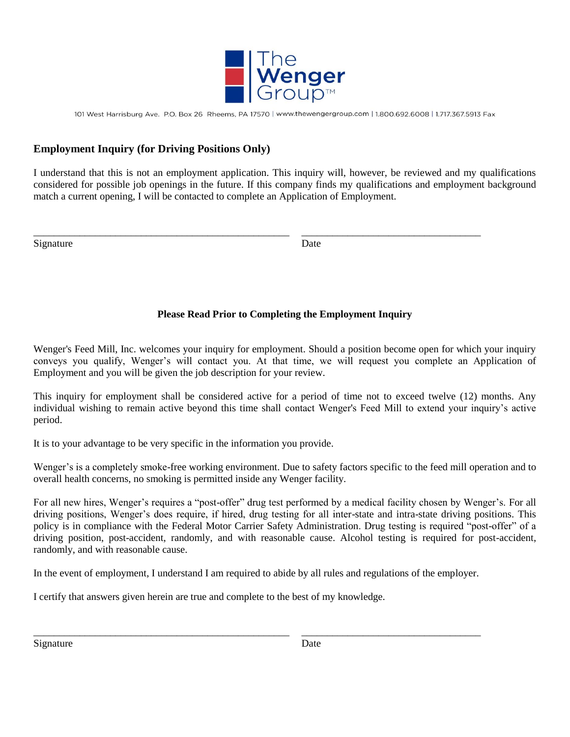The Wenger Group™

101 West Harrisburg Ave. P.O. Box 26 Rheems, PA 17570 | www.thewengergroup.com | 1.800.692.6008 | 1.717.367.5913 Fax

## Employment Inquiry (for Driving Positions Only)

I understand that this is not an employment application. This inquiry will, however, be reviewed and my qualifications considered for possible job openings in the future. If this company finds my qualifications and employment background match a current opening, I will be contacted to complete an Application of Employment.

_______________________________________________ _________________________________

Signature Date

### Please Read Prior to Completing the Employment Inquiry

Wenger's Feed Mill, Inc. welcomes your inquiry for employment. Should a position become open for which your inquiry conveys you qualify, Wenger's will contact you. At that time, we will request you complete an Application of Employment and you will be given the job description for your review.

This inquiry for employment shall be considered active for a period of time not to exceed twelve (12) months. Any individual wishing to remain active beyond this time shall contact Wenger's Feed Mill to extend your inquiry's active period.

It is to your advantage to be very specific in the information you provide.

Wenger's is a completely smoke-free working environment. Due to safety factors specific to the feed mill operation and to overall health concerns, no smoking is permitted inside any Wenger facility.

For all new hires, Wenger's requires a "post-offer" drug test performed by a medical facility chosen by Wenger's. For all driving positions, Wenger's does require, if hired, drug testing for all inter-state and intra-state driving positions. This policy is in compliance with the Federal Motor Carrier Safety Administration. Drug testing is required "post-offer" of a driving position, post-accident, randomly, and with reasonable cause. Alcohol testing is required for post-accident, randomly, and with reasonable cause.

In the event of employment, I understand I am required to abide by all rules and regulations of the employer.

I certify that answers given herein are true and complete to the best of my knowledge.

_______________________________________________ _________________________________

Signature Date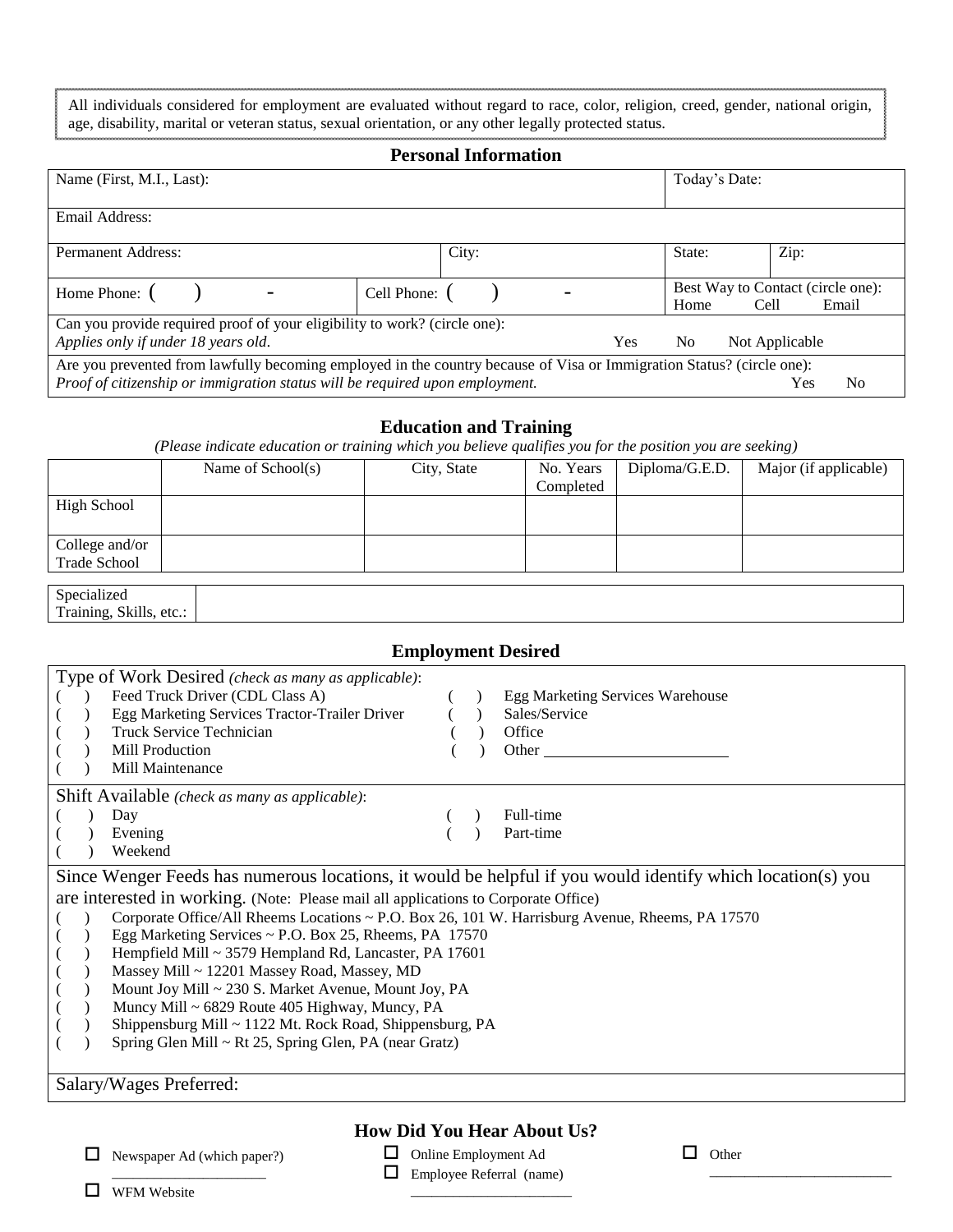All individuals considered for employment are evaluated without regard to race, color, religion, creed, gender, national origin, age, disability, marital or veteran status, sexual orientation, or any other legally protected status.

## Personal Information

| Name (First, M.I., Last): | | | Today's Date: | |
|---|---|---|---|---|
| Email Address: | | | | |
| Permanent Address: | | City: | State: | Zip: |
| Home Phone: (     )     - | Cell Phone: (     )     - | | Best Way to Contact (circle one): Home   Cell   Email | |

Can you provide required proof of your eligibility to work? (circle one):
*Applies only if under 18 years old.* Yes   No   Not Applicable

Are you prevented from lawfully becoming employed in the country because of Visa or Immigration Status? (circle one):
*Proof of citizenship or immigration status will be required upon employment.* Yes   No

## Education and Training

*(Please indicate education or training which you believe qualifies you for the position you are seeking)*

| | Name of School(s) | City, State | No. Years Completed | Diploma/G.E.D. | Major (if applicable) |
|---|---|---|---|---|---|
| High School | | | | | |
| College and/or Trade School | | | | | |

| Specialized Training, Skills, etc.: | |
|---|---|

## Employment Desired

Type of Work Desired *(check as many as applicable)*:

- (   ) Feed Truck Driver (CDL Class A)
- (   ) Egg Marketing Services Tractor-Trailer Driver
- (   ) Truck Service Technician
- (   ) Mill Production
- (   ) Mill Maintenance
- (   ) Egg Marketing Services Warehouse
- (   ) Sales/Service
- (   ) Office
- (   ) Other ______________________

Shift Available *(check as many as applicable)*:

- (   ) Day
- (   ) Evening
- (   ) Weekend
- (   ) Full-time
- (   ) Part-time

Since Wenger Feeds has numerous locations, it would be helpful if you would identify which location(s) you are interested in working. (Note: Please mail all applications to Corporate Office)

- (   ) Corporate Office/All Rheems Locations ~ P.O. Box 26, 101 W. Harrisburg Avenue, Rheems, PA 17570
- (   ) Egg Marketing Services ~ P.O. Box 25, Rheems, PA 17570
- (   ) Hempfield Mill ~ 3579 Hempland Rd, Lancaster, PA 17601
- (   ) Massey Mill ~ 12201 Massey Road, Massey, MD
- (   ) Mount Joy Mill ~ 230 S. Market Avenue, Mount Joy, PA
- (   ) Muncy Mill ~ 6829 Route 405 Highway, Muncy, PA
- (   ) Shippensburg Mill ~ 1122 Mt. Rock Road, Shippensburg, PA
- (   ) Spring Glen Mill ~ Rt 25, Spring Glen, PA (near Gratz)

Salary/Wages Preferred:

## How Did You Hear About Us?

- ☐ Newspaper Ad (which paper?) ______________________
- ☐ WFM Website
- ☐ Online Employment Ad
- ☐ Employee Referral (name) ______________________
- ☐ Other ______________________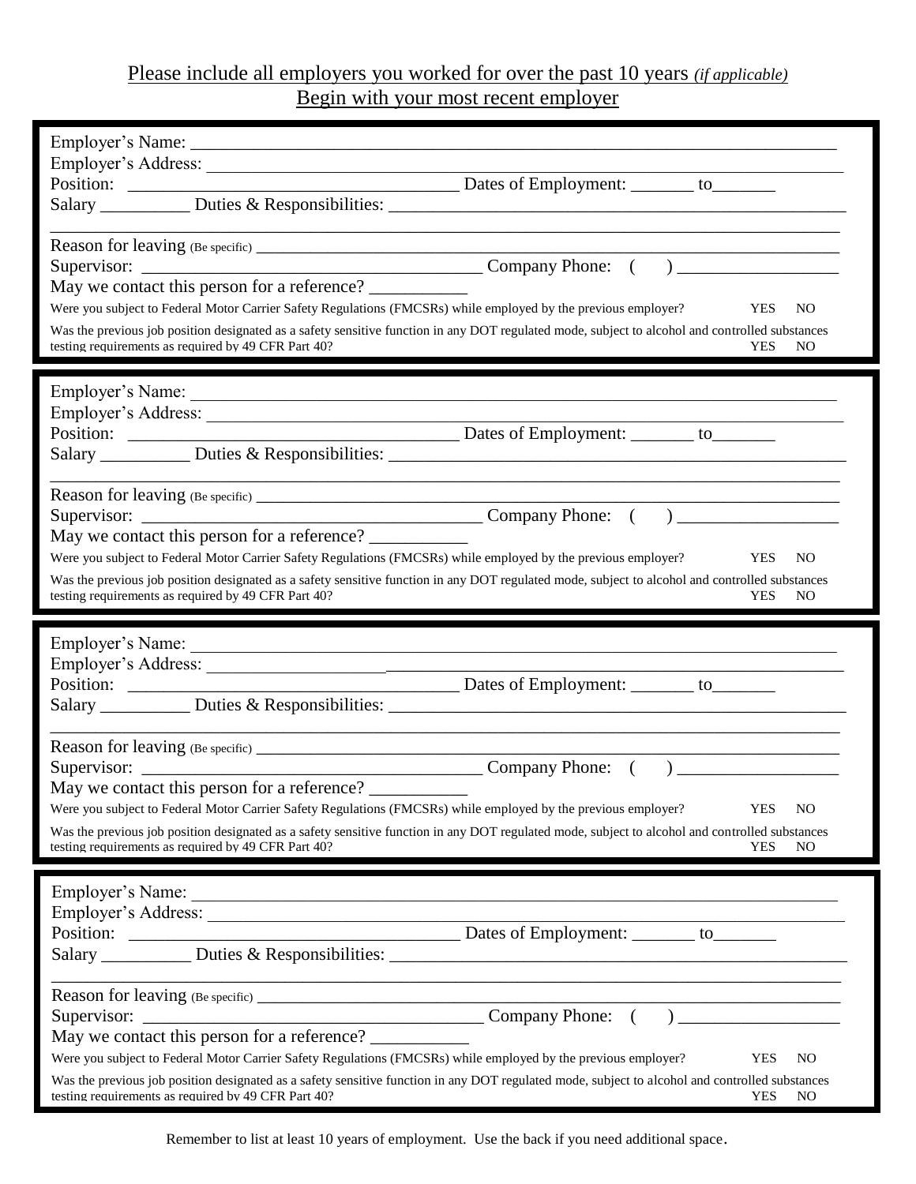Please include all employers you worked for over the past 10 years *(if applicable)*
Begin with your most recent employer

---

Employer's Name: ____________________________________________

Employer's Address: ____________________________________________

Position: ______________________________ Dates of Employment: _______ to_______

Salary __________ Duties & Responsibilities: ____________________________________________

____________________________________________

Reason for leaving (Be specific) ____________________________________________

Supervisor: ______________________________ Company Phone: ( ) __________________

May we contact this person for a reference? ___________

Were you subject to Federal Motor Carrier Safety Regulations (FMCSRs) while employed by the previous employer? YES NO

Was the previous job position designated as a safety sensitive function in any DOT regulated mode, subject to alcohol and controlled substances testing requirements as required by 49 CFR Part 40? YES NO

---

Employer's Name: ____________________________________________

Employer's Address: ____________________________________________

Position: ______________________________ Dates of Employment: _______ to_______

Salary __________ Duties & Responsibilities: ____________________________________________

____________________________________________

Reason for leaving (Be specific) ____________________________________________

Supervisor: ______________________________ Company Phone: ( ) __________________

May we contact this person for a reference? ___________

Were you subject to Federal Motor Carrier Safety Regulations (FMCSRs) while employed by the previous employer? YES NO

Was the previous job position designated as a safety sensitive function in any DOT regulated mode, subject to alcohol and controlled substances testing requirements as required by 49 CFR Part 40? YES NO

---

Employer's Name: ____________________________________________

Employer's Address: ____________________________________________

Position: ______________________________ Dates of Employment: _______ to_______

Salary __________ Duties & Responsibilities: ____________________________________________

____________________________________________

Reason for leaving (Be specific) ____________________________________________

Supervisor: ______________________________ Company Phone: ( ) __________________

May we contact this person for a reference? ___________

Were you subject to Federal Motor Carrier Safety Regulations (FMCSRs) while employed by the previous employer? YES NO

Was the previous job position designated as a safety sensitive function in any DOT regulated mode, subject to alcohol and controlled substances testing requirements as required by 49 CFR Part 40? YES NO

---

Employer's Name: ____________________________________________

Employer's Address: ____________________________________________

Position: ______________________________ Dates of Employment: _______ to_______

Salary __________ Duties & Responsibilities: ____________________________________________

____________________________________________

Reason for leaving (Be specific) ____________________________________________

Supervisor: ______________________________ Company Phone: ( ) __________________

May we contact this person for a reference? ___________

Were you subject to Federal Motor Carrier Safety Regulations (FMCSRs) while employed by the previous employer? YES NO

Was the previous job position designated as a safety sensitive function in any DOT regulated mode, subject to alcohol and controlled substances testing requirements as required by 49 CFR Part 40? YES NO

---

Remember to list at least 10 years of employment. Use the back if you need additional space.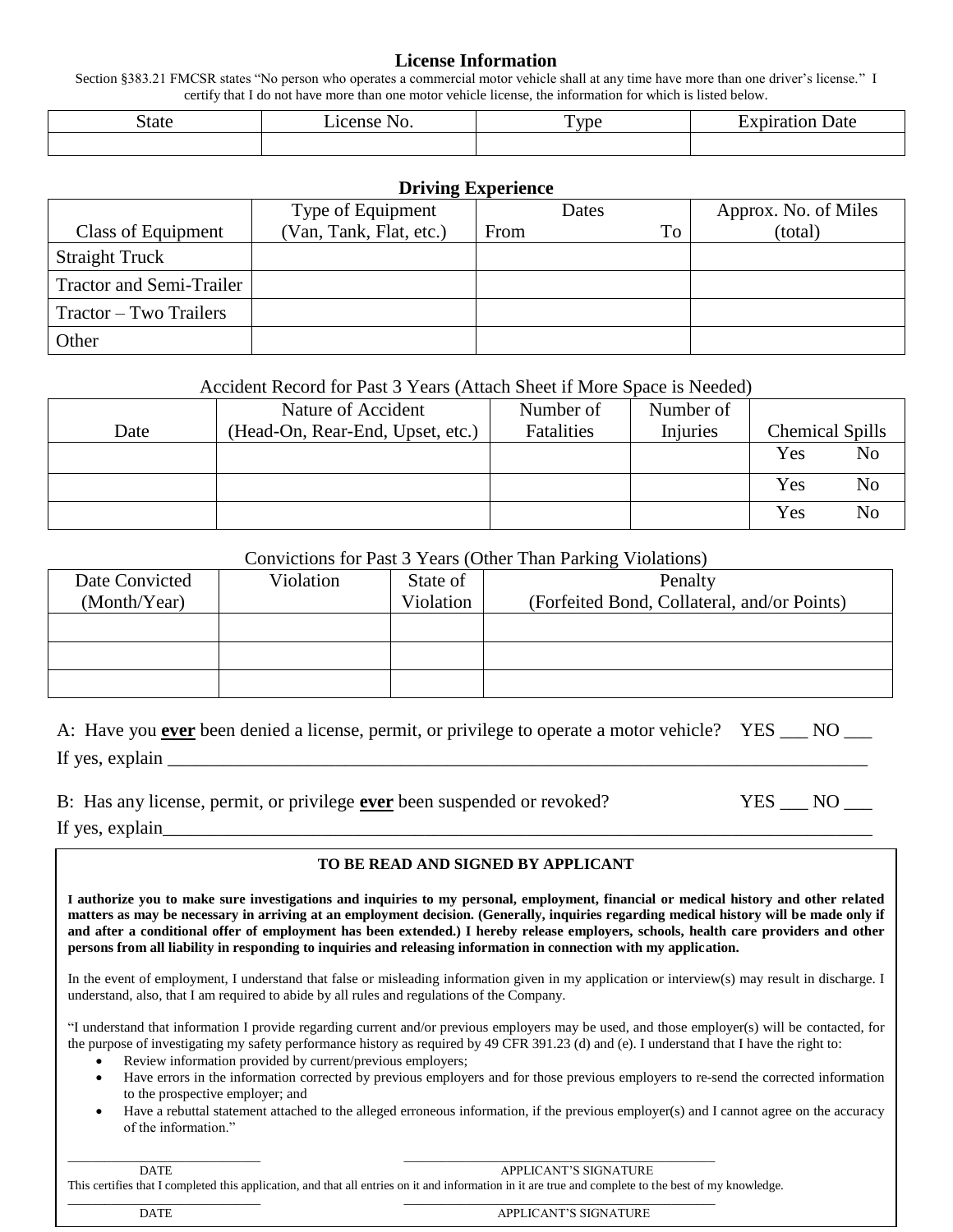## License Information

Section §383.21 FMCSR states "No person who operates a commercial motor vehicle shall at any time have more than one driver's license." I certify that I do not have more than one motor vehicle license, the information for which is listed below.

| State | License No. | Type | Expiration Date |
|---|---|---|---|
| | | | |

## Driving Experience

| Class of Equipment | Type of Equipment (Van, Tank, Flat, etc.) | Dates From To | Approx. No. of Miles (total) |
|---|---|---|---|
| Straight Truck | | | |
| Tractor and Semi-Trailer | | | |
| Tractor – Two Trailers | | | |
| Other | | | |

Accident Record for Past 3 Years (Attach Sheet if More Space is Needed)

| Date | Nature of Accident (Head-On, Rear-End, Upset, etc.) | Number of Fatalities | Number of Injuries | Chemical Spills |
|---|---|---|---|---|
| | | | | Yes No |
| | | | | Yes No |
| | | | | Yes No |

Convictions for Past 3 Years (Other Than Parking Violations)

| Date Convicted (Month/Year) | Violation | State of Violation | Penalty (Forfeited Bond, Collateral, and/or Points) |
|---|---|---|---|
| | | | |
| | | | |
| | | | |

A: Have you **ever** been denied a license, permit, or privilege to operate a motor vehicle? YES ___ NO ___
If yes, explain ______________________________________________________________________________

B: Has any license, permit, or privilege **ever** been suspended or revoked? YES ___ NO ___
If yes, explain______________________________________________________________________________

**TO BE READ AND SIGNED BY APPLICANT**

**I authorize you to make sure investigations and inquiries to my personal, employment, financial or medical history and other related matters as may be necessary in arriving at an employment decision. (Generally, inquiries regarding medical history will be made only if and after a conditional offer of employment has been extended.) I hereby release employers, schools, health care providers and other persons from all liability in responding to inquiries and releasing information in connection with my application.**

In the event of employment, I understand that false or misleading information given in my application or interview(s) may result in discharge. I understand, also, that I am required to abide by all rules and regulations of the Company.

"I understand that information I provide regarding current and/or previous employers may be used, and those employer(s) will be contacted, for the purpose of investigating my safety performance history as required by 49 CFR 391.23 (d) and (e). I understand that I have the right to:

- Review information provided by current/previous employers;
- Have errors in the information corrected by previous employers and for those previous employers to re-send the corrected information to the prospective employer; and
- Have a rebuttal statement attached to the alleged erroneous information, if the previous employer(s) and I cannot agree on the accuracy of the information."

_____________________________ _____________________________________________
DATE APPLICANT'S SIGNATURE

This certifies that I completed this application, and that all entries on it and information in it are true and complete to the best of my knowledge.

_____________________________ _____________________________________________
DATE APPLICANT'S SIGNATURE